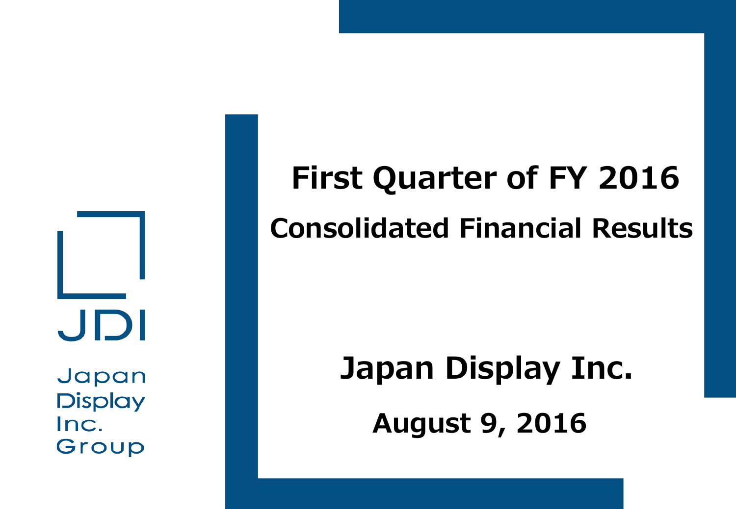JDI

Japan Display Inc. Group

# First Quarter of FY 2016

## Consolidated Financial Results

**Japan Display Inc.**

**August 9, 2016**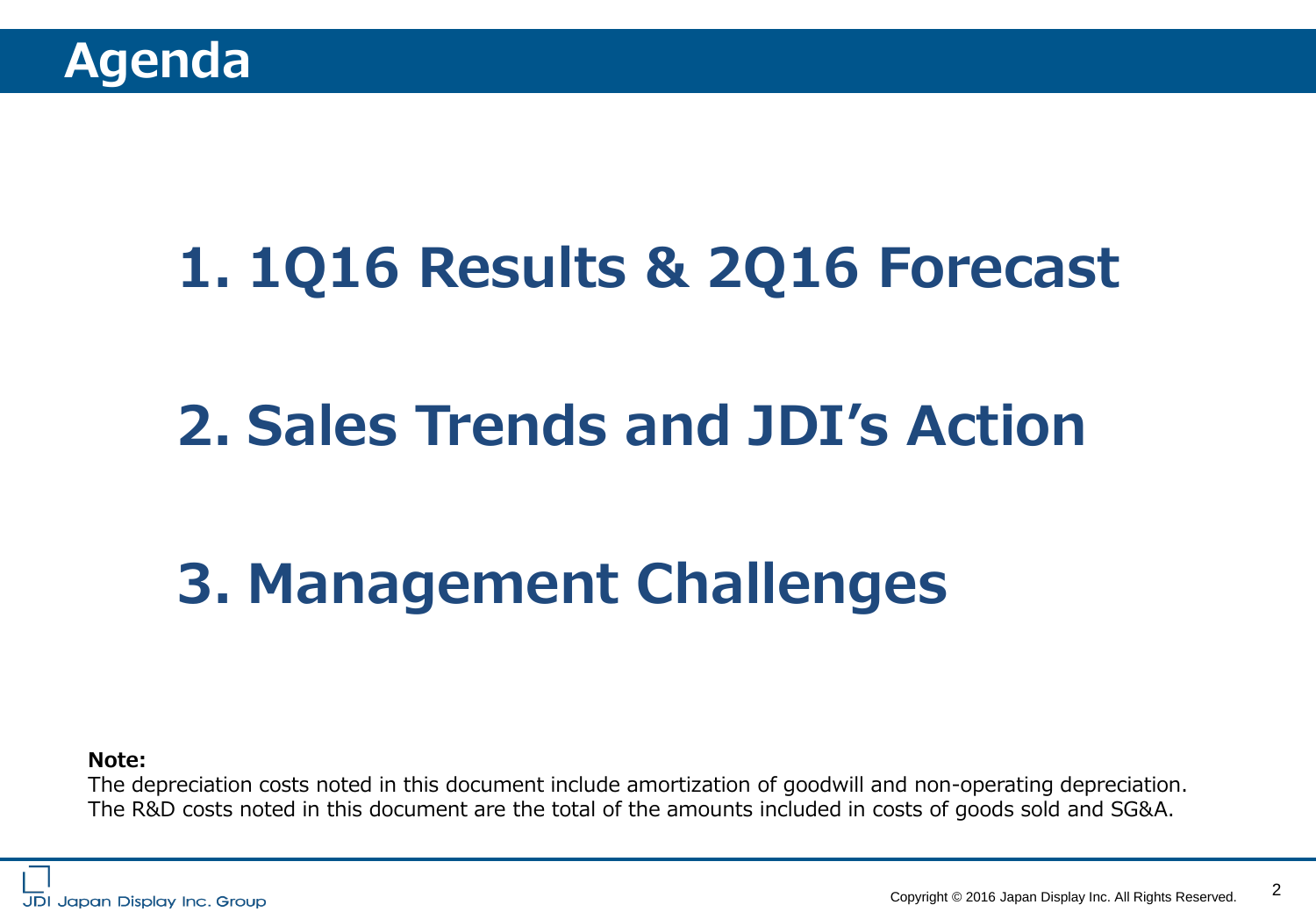# Agenda

## 1. 1Q16 Results & 2Q16 Forecast

## 2. Sales Trends and JDI's Action

## 3. Management Challenges

**Note:**

The depreciation costs noted in this document include amortization of goodwill and non-operating depreciation.
The R&D costs noted in this document are the total of the amounts included in costs of goods sold and SG&A.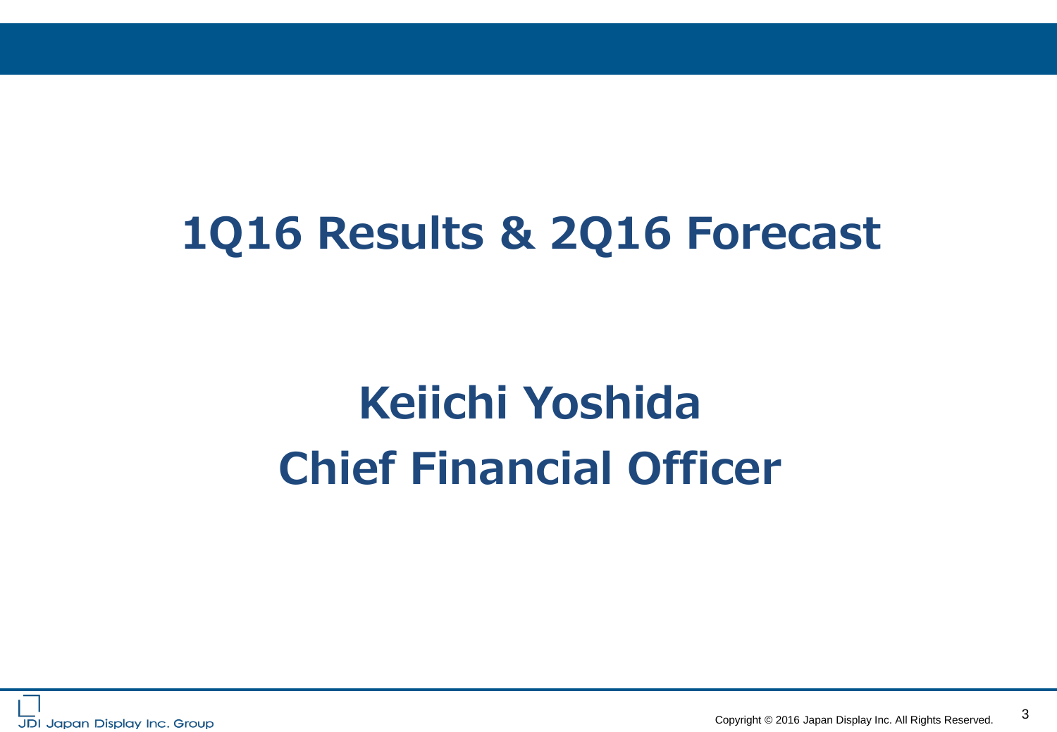# 1Q16 Results & 2Q16 Forecast

## Keiichi Yoshida
## Chief Financial Officer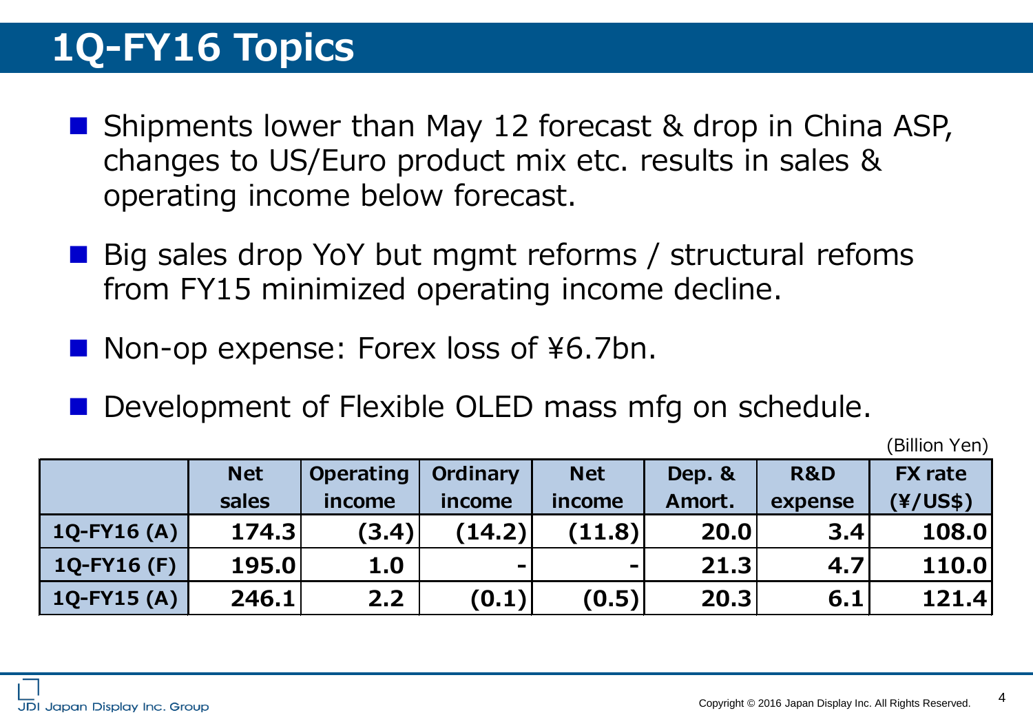# 1Q-FY16 Topics

- Shipments lower than May 12 forecast & drop in China ASP, changes to US/Euro product mix etc. results in sales & operating income below forecast.
- Big sales drop YoY but mgmt reforms / structural refoms from FY15 minimized operating income decline.
- Non-op expense: Forex loss of ¥6.7bn.
- Development of Flexible OLED mass mfg on schedule.

(Billion Yen)

| | Net sales | Operating income | Ordinary income | Net income | Dep. & Amort. | R&D expense | FX rate (¥/US$) |
|---|---|---|---|---|---|---|---|
| 1Q-FY16 (A) | 174.3 | (3.4) | (14.2) | (11.8) | 20.0 | 3.4 | 108.0 |
| 1Q-FY16 (F) | 195.0 | 1.0 | - | - | 21.3 | 4.7 | 110.0 |
| 1Q-FY15 (A) | 246.1 | 2.2 | (0.1) | (0.5) | 20.3 | 6.1 | 121.4 |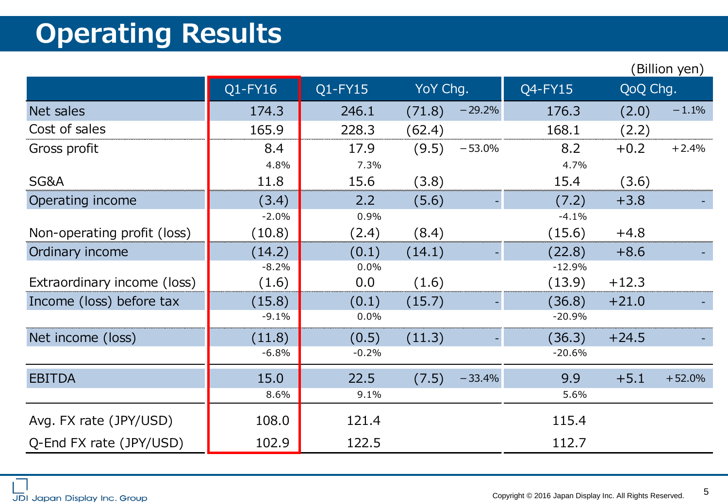# Operating Results

(Billion yen)

| | Q1-FY16 | Q1-FY15 | YoY Chg. | | Q4-FY15 | QoQ Chg. | |
|---|---|---|---|---|---|---|---|
| Net sales | 174.3 | 246.1 | (71.8) | −29.2% | 176.3 | (2.0) | −1.1% |
| Cost of sales | 165.9 | 228.3 | (62.4) | | 168.1 | (2.2) | |
| Gross profit | 8.4 | 17.9 | (9.5) | −53.0% | 8.2 | +0.2 | +2.4% |
| | 4.8% | 7.3% | | | 4.7% | | |
| SG&A | 11.8 | 15.6 | (3.8) | | 15.4 | (3.6) | |
| Operating income | (3.4) | 2.2 | (5.6) | - | (7.2) | +3.8 | - |
| | -2.0% | 0.9% | | | -4.1% | | |
| Non-operating profit (loss) | (10.8) | (2.4) | (8.4) | | (15.6) | +4.8 | |
| Ordinary income | (14.2) | (0.1) | (14.1) | - | (22.8) | +8.6 | - |
| | -8.2% | 0.0% | | | -12.9% | | |
| Extraordinary income (loss) | (1.6) | 0.0 | (1.6) | | (13.9) | +12.3 | |
| Income (loss) before tax | (15.8) | (0.1) | (15.7) | - | (36.8) | +21.0 | - |
| | -9.1% | 0.0% | | | -20.9% | | |
| Net income (loss) | (11.8) | (0.5) | (11.3) | - | (36.3) | +24.5 | - |
| | -6.8% | -0.2% | | | -20.6% | | |
| EBITDA | 15.0 | 22.5 | (7.5) | −33.4% | 9.9 | +5.1 | +52.0% |
| | 8.6% | 9.1% | | | 5.6% | | |
| Avg. FX rate (JPY/USD) | 108.0 | 121.4 | | | 115.4 | | |
| Q-End FX rate (JPY/USD) | 102.9 | 122.5 | | | 112.7 | | |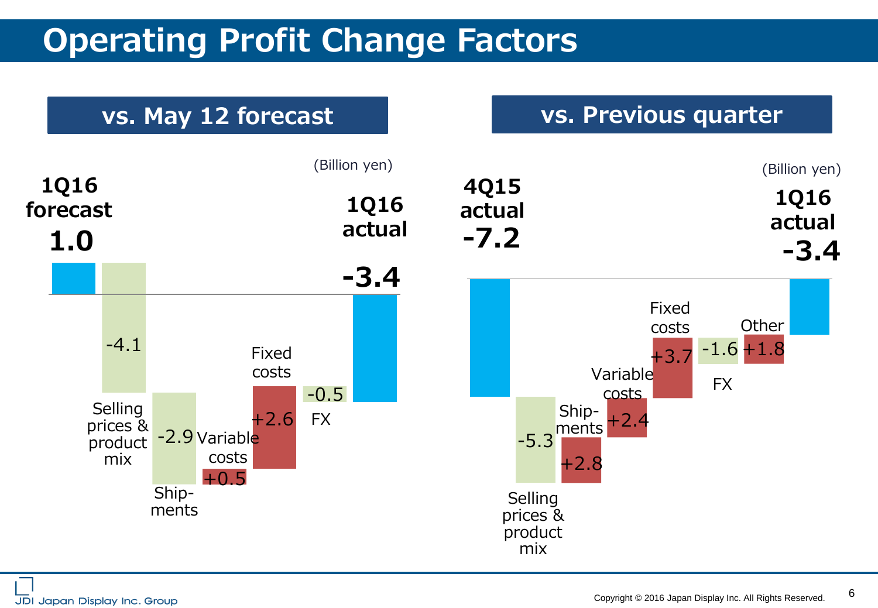# Operating Profit Change Factors

## vs. May 12 forecast

(Billion yen)

| Item | Value |
|---|---|
| 1Q16 forecast | 1.0 |
| Selling prices & product mix | -4.1 |
| Shipments | -2.9 |
| Variable costs | +0.5 |
| Fixed costs | +2.6 |
| FX | -0.5 |
| 1Q16 actual | -3.4 |

## vs. Previous quarter

(Billion yen)

| Item | Value |
|---|---|
| 4Q15 actual | -7.2 |
| Selling prices & product mix | -5.3 |
| Shipments | +2.8 |
| Variable costs | +2.4 |
| Fixed costs | +3.7 |
| FX | -1.6 |
| Other | +1.8 |
| 1Q16 actual | -3.4 |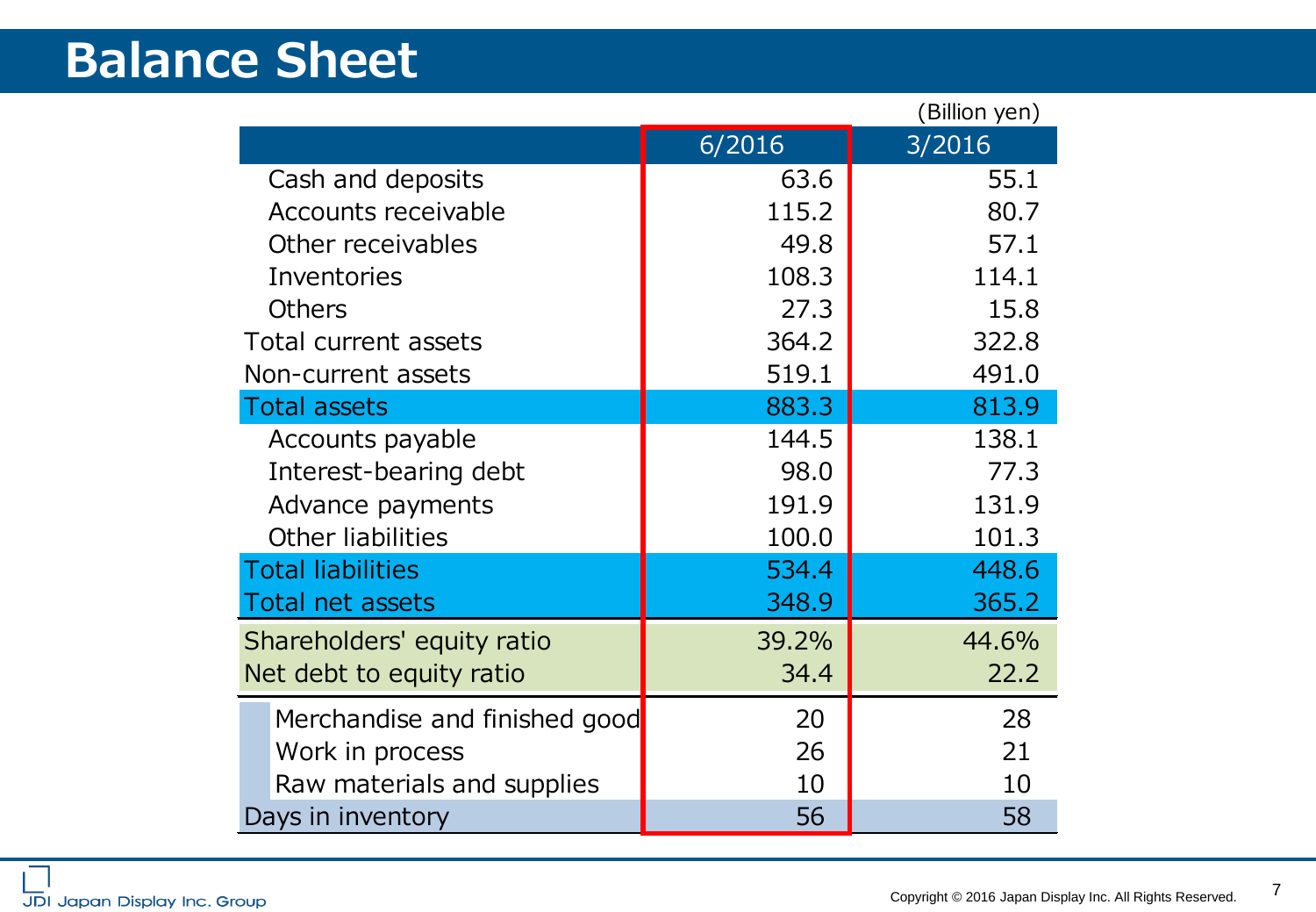# Balance Sheet

(Billion yen)

| | 6/2016 | 3/2016 |
|---|---|---|
| Cash and deposits | 63.6 | 55.1 |
| Accounts receivable | 115.2 | 80.7 |
| Other receivables | 49.8 | 57.1 |
| Inventories | 108.3 | 114.1 |
| Others | 27.3 | 15.8 |
| Total current assets | 364.2 | 322.8 |
| Non-current assets | 519.1 | 491.0 |
| Total assets | 883.3 | 813.9 |
| Accounts payable | 144.5 | 138.1 |
| Interest-bearing debt | 98.0 | 77.3 |
| Advance payments | 191.9 | 131.9 |
| Other liabilities | 100.0 | 101.3 |
| Total liabilities | 534.4 | 448.6 |
| Total net assets | 348.9 | 365.2 |
| Shareholders' equity ratio | 39.2% | 44.6% |
| Net debt to equity ratio | 34.4 | 22.2 |
| Merchandise and finished good | 20 | 28 |
| Work in process | 26 | 21 |
| Raw materials and supplies | 10 | 10 |
| Days in inventory | 56 | 58 |

JDI Japan Display Inc. Group

Copyright © 2016 Japan Display Inc. All Rights Reserved.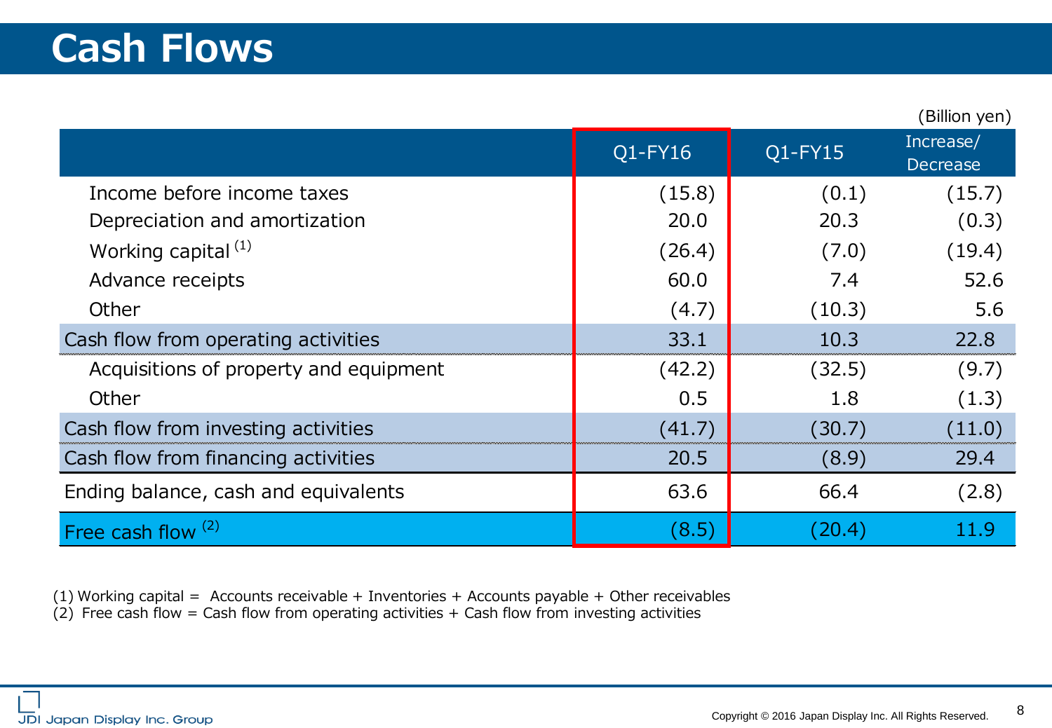# Cash Flows

(Billion yen)

| | Q1-FY16 | Q1-FY15 | Increase/ Decrease |
|---|---|---|---|
| Income before income taxes | (15.8) | (0.1) | (15.7) |
| Depreciation and amortization | 20.0 | 20.3 | (0.3) |
| Working capital [(1)] | (26.4) | (7.0) | (19.4) |
| Advance receipts | 60.0 | 7.4 | 52.6 |
| Other | (4.7) | (10.3) | 5.6 |
| Cash flow from operating activities | 33.1 | 10.3 | 22.8 |
| Acquisitions of property and equipment | (42.2) | (32.5) | (9.7) |
| Other | 0.5 | 1.8 | (1.3) |
| Cash flow from investing activities | (41.7) | (30.7) | (11.0) |
| Cash flow from financing activities | 20.5 | (8.9) | 29.4 |
| Ending balance, cash and equivalents | 63.6 | 66.4 | (2.8) |
| Free cash flow [(2)] | (8.5) | (20.4) | 11.9 |

(1) Working capital = Accounts receivable + Inventories + Accounts payable + Other receivables
(2) Free cash flow = Cash flow from operating activities + Cash flow from investing activities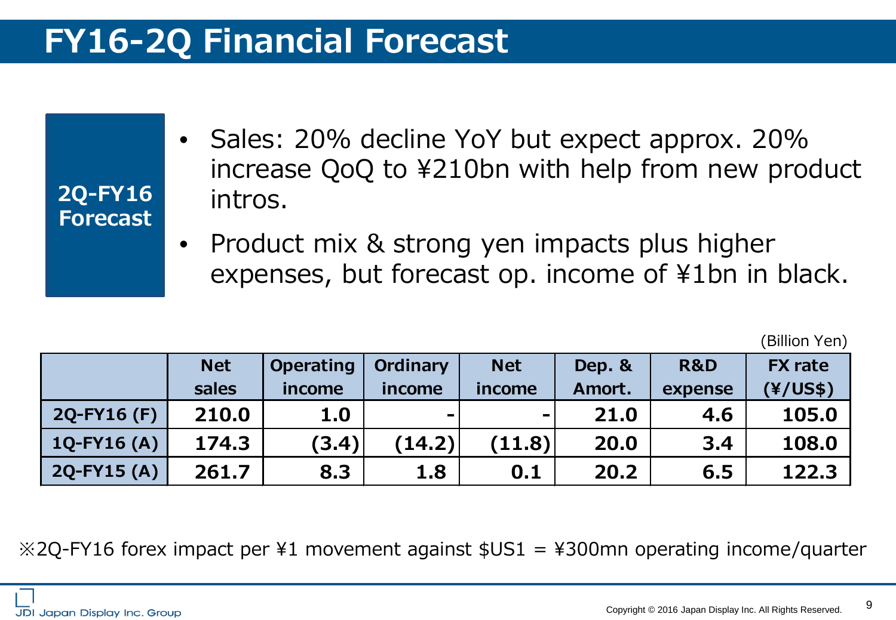# FY16-2Q Financial Forecast

**2Q-FY16 Forecast**

- Sales: 20% decline YoY but expect approx. 20% increase QoQ to ¥210bn with help from new product intros.
- Product mix & strong yen impacts plus higher expenses, but forecast op. income of ¥1bn in black.

(Billion Yen)

| | Net sales | Operating income | Ordinary income | Net income | Dep. & Amort. | R&D expense | FX rate (¥/US$) |
|---|---|---|---|---|---|---|---|
| **2Q-FY16 (F)** | **210.0** | **1.0** | **-** | **-** | **21.0** | **4.6** | **105.0** |
| **1Q-FY16 (A)** | **174.3** | **(3.4)** | **(14.2)** | **(11.8)** | **20.0** | **3.4** | **108.0** |
| **2Q-FY15 (A)** | **261.7** | **8.3** | **1.8** | **0.1** | **20.2** | **6.5** | **122.3** |

※2Q-FY16 forex impact per ¥1 movement against $US1 = ¥300mn operating income/quarter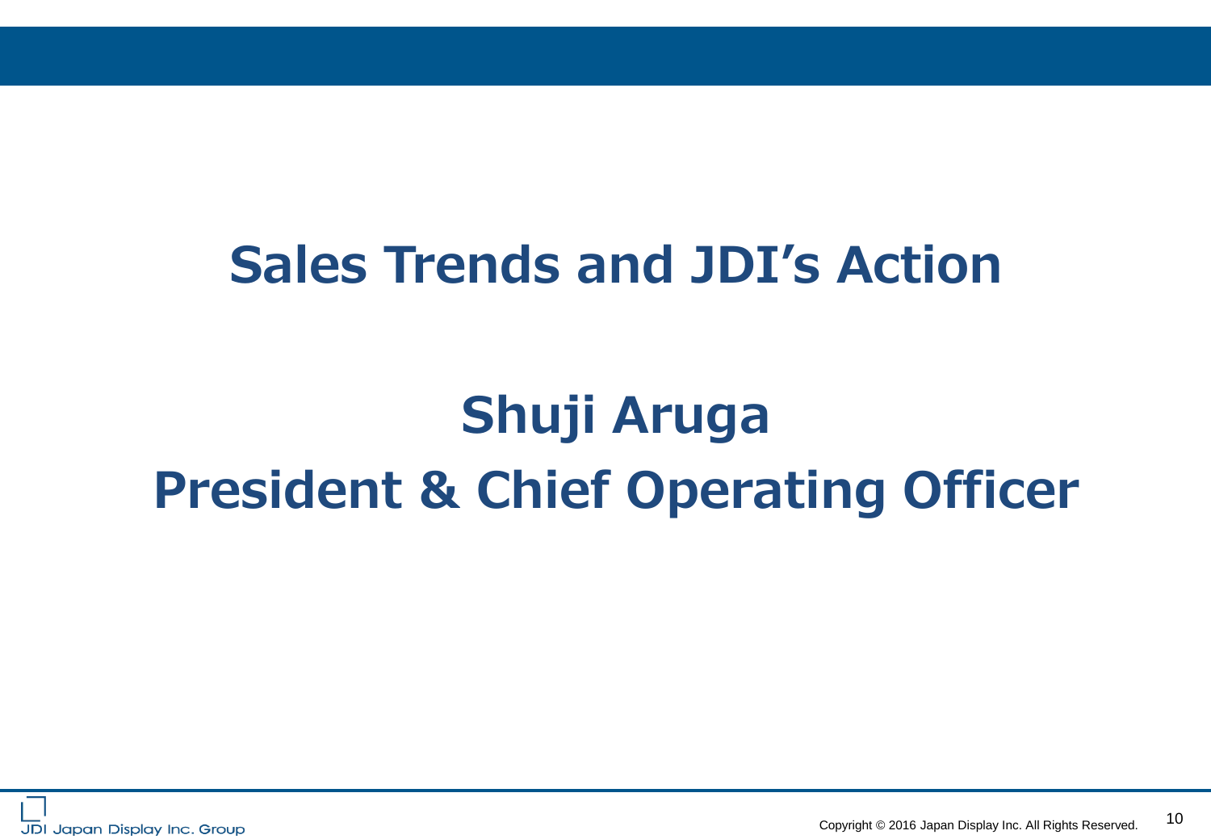# Sales Trends and JDI's Action

## Shuji Aruga
## President & Chief Operating Officer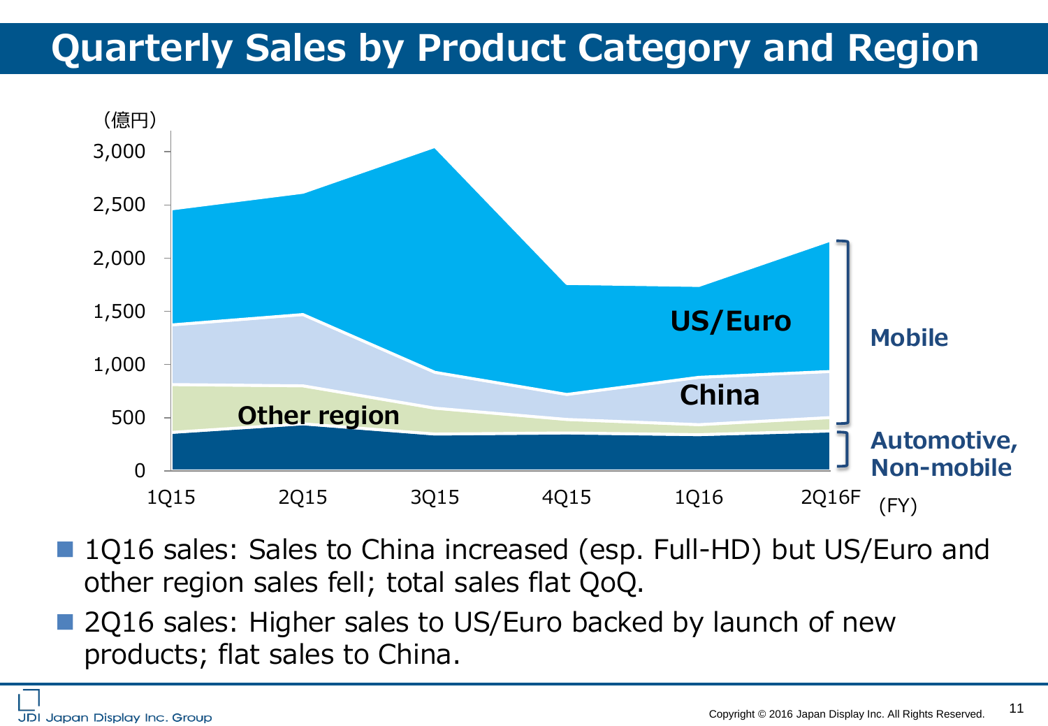# Quarterly Sales by Product Category and Region

(億円)

3,000
2,500
2,000
1,500
1,000
500
0

1Q15 2Q15 3Q15 4Q15 1Q16 2Q16F (FY)

US/Euro
China
Other region

Mobile

Automotive, Non-mobile

- 1Q16 sales: Sales to China increased (esp. Full-HD) but US/Euro and other region sales fell; total sales flat QoQ.
- 2Q16 sales: Higher sales to US/Euro backed by launch of new products; flat sales to China.

JDI Japan Display Inc. Group

Copyright © 2016 Japan Display Inc. All Rights Reserved.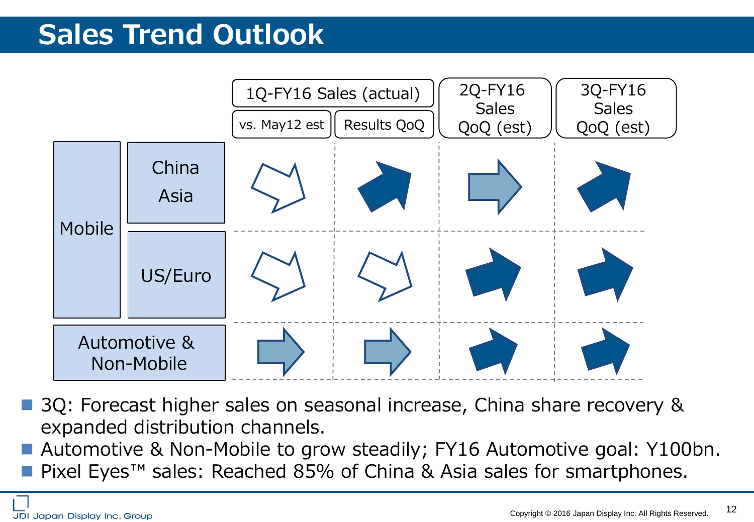# Sales Trend Outlook

| | | 1Q-FY16 Sales (actual) | | 2Q-FY16 Sales QoQ (est) | 3Q-FY16 Sales QoQ (est) |
|---|---|---|---|---|---|
| | | vs. May12 est | Results QoQ | | |
| Mobile | China Asia | ↘ | ↗ | → | ↗ |
| | US/Euro | ↘ | ↘ | ↗ | ↗ |
| Automotive & Non-Mobile | | → | → | ↗ | ↗ |

- 3Q: Forecast higher sales on seasonal increase, China share recovery & expanded distribution channels.
- Automotive & Non-Mobile to grow steadily; FY16 Automotive goal: Y100bn.
- Pixel Eyes™ sales: Reached 85% of China & Asia sales for smartphones.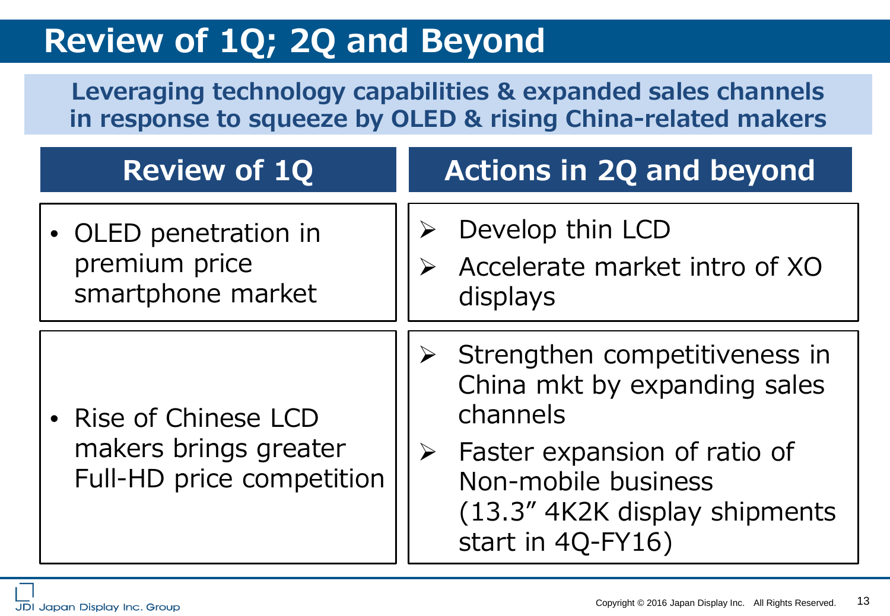# Review of 1Q; 2Q and Beyond

**Leveraging technology capabilities & expanded sales channels in response to squeeze by OLED & rising China-related makers**

| Review of 1Q | Actions in 2Q and beyond |
|---|---|
| • OLED penetration in premium price smartphone market | ➢ Develop thin LCD<br>➢ Accelerate market intro of XO displays |
| • Rise of Chinese LCD makers brings greater Full-HD price competition | ➢ Strengthen competitiveness in China mkt by expanding sales channels<br>➢ Faster expansion of ratio of Non-mobile business (13.3″ 4K2K display shipments start in 4Q-FY16) |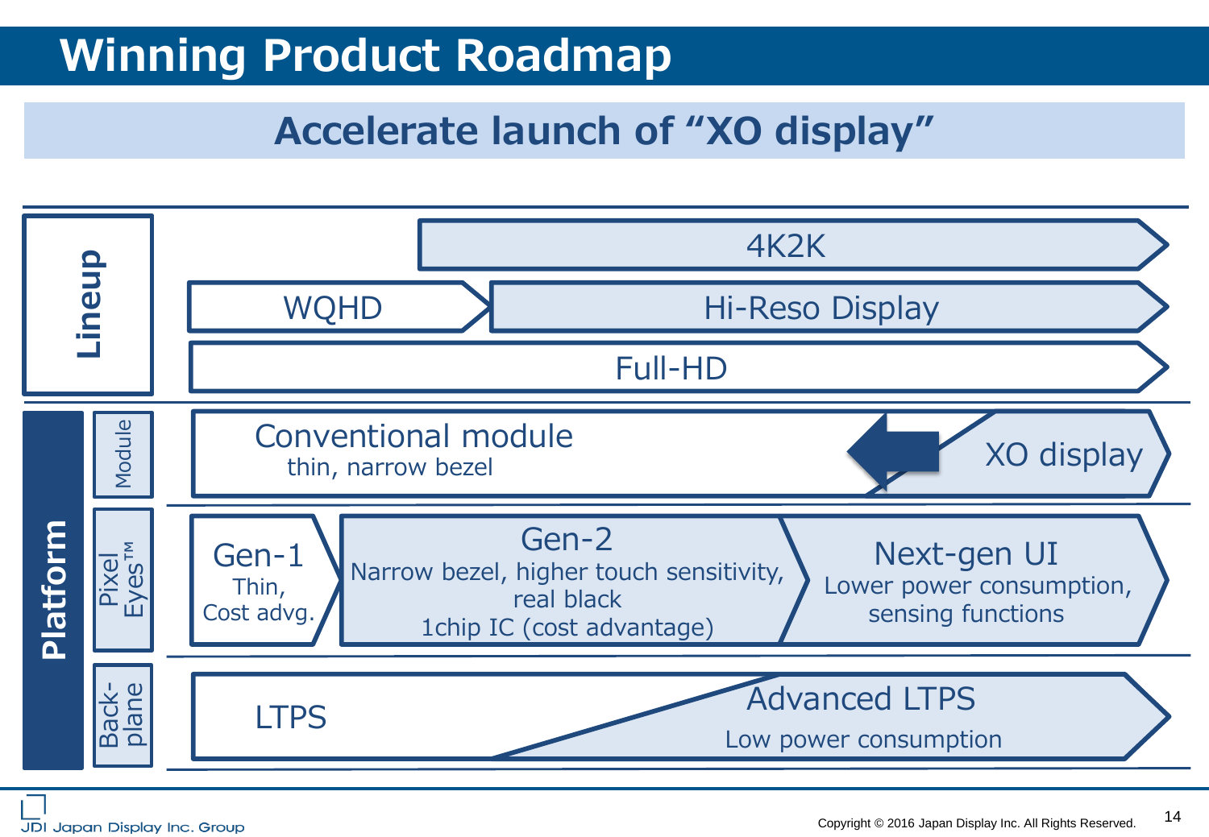# Winning Product Roadmap

## Accelerate launch of “XO display”

**Lineup**

- 4K2K
- WQHD → Hi-Reso Display
- Full-HD

**Platform**

**Module**

- Conventional module
  - thin, narrow bezel
- XO display

**Pixel Eyes™**

- Gen-1
  - Thin, Cost advg.
- Gen-2
  - Narrow bezel, higher touch sensitivity, real black
  - 1chip IC (cost advantage)
- Next-gen UI
  - Lower power consumption, sensing functions

**Back-plane**

- LTPS
- Advanced LTPS
  - Low power consumption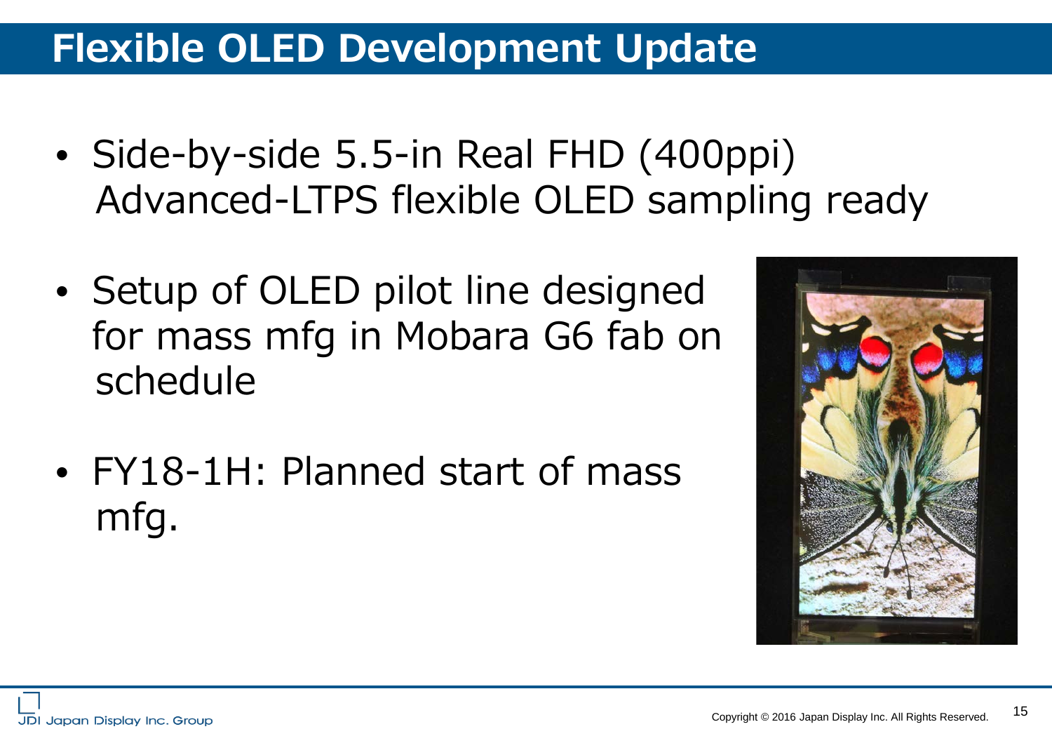# Flexible OLED Development Update

- Side-by-side 5.5-in Real FHD (400ppi) Advanced-LTPS flexible OLED sampling ready
- Setup of OLED pilot line designed for mass mfg in Mobara G6 fab on schedule
- FY18-1H: Planned start of mass mfg.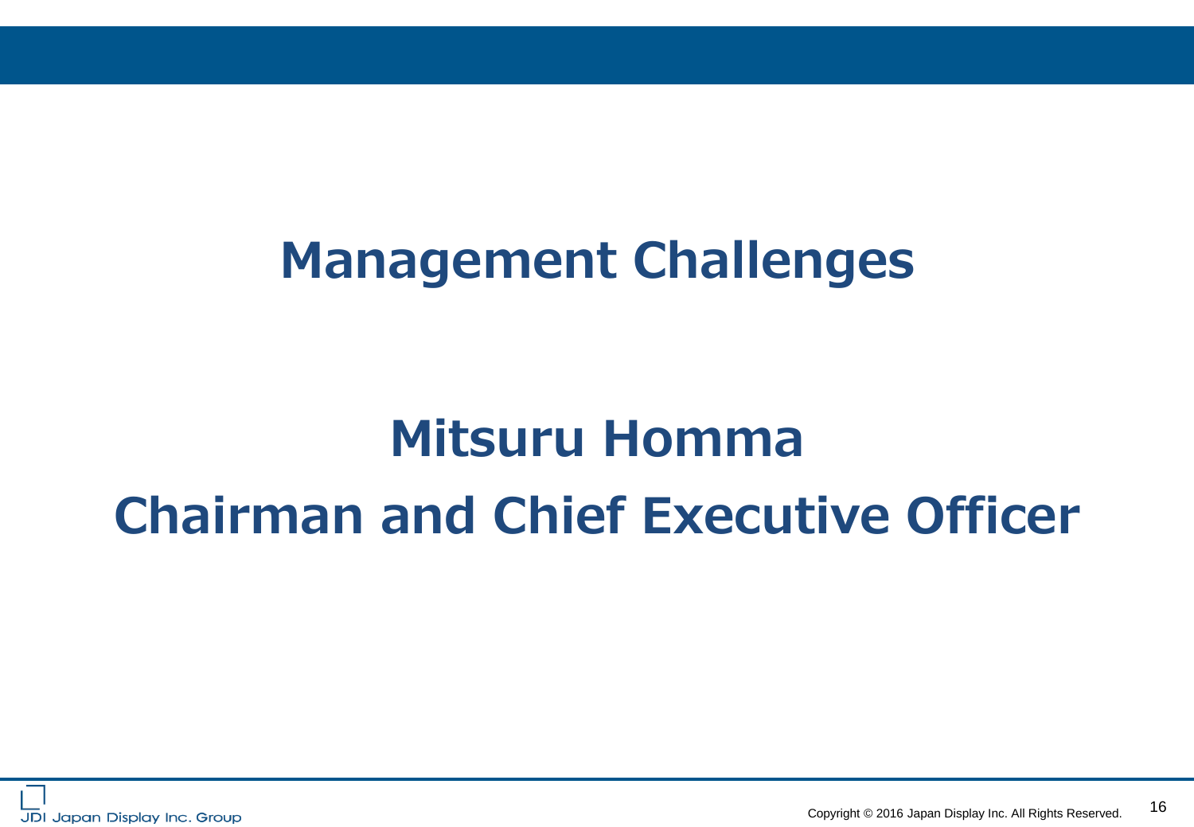# Management Challenges

## Mitsuru Homma
## Chairman and Chief Executive Officer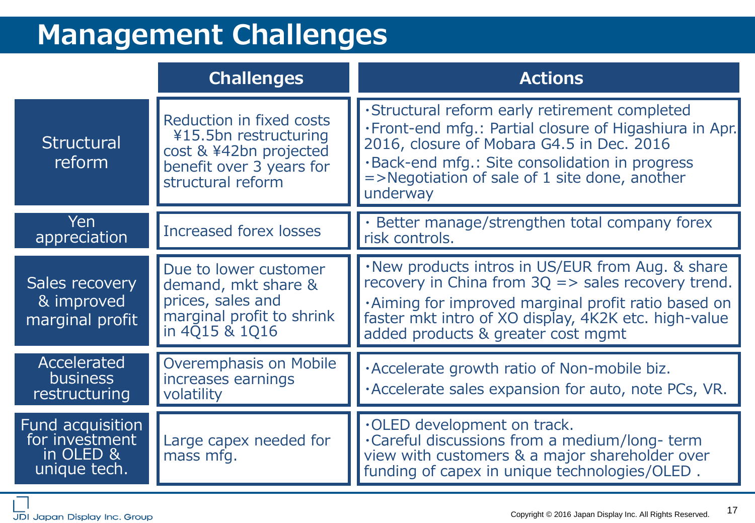# Management Challenges

| | Challenges | Actions |
|---|---|---|
| Structural reform | Reduction in fixed costs ¥15.5bn restructuring cost & ¥42bn projected benefit over 3 years for structural reform | ・Structural reform early retirement completed<br>・Front-end mfg.: Partial closure of Higashiura in Apr. 2016, closure of Mobara G4.5 in Dec. 2016<br>・Back-end mfg.: Site consolidation in progress =>Negotiation of sale of 1 site done, another underway |
| Yen appreciation | Increased forex losses | ・ Better manage/strengthen total company forex risk controls. |
| Sales recovery & improved marginal profit | Due to lower customer demand, mkt share & prices, sales and marginal profit to shrink in 4Q15 & 1Q16 | ・New products intros in US/EUR from Aug. & share recovery in China from 3Q => sales recovery trend.<br>・Aiming for improved marginal profit ratio based on faster mkt intro of XO display, 4K2K etc. high-value added products & greater cost mgmt |
| Accelerated business restructuring | Overemphasis on Mobile increases earnings volatility | ・Accelerate growth ratio of Non-mobile biz.<br>・Accelerate sales expansion for auto, note PCs, VR. |
| Fund acquisition for investment in OLED & unique tech. | Large capex needed for mass mfg. | ・OLED development on track.<br>・Careful discussions from a medium/long- term view with customers & a major shareholder over funding of capex in unique technologies/OLED . |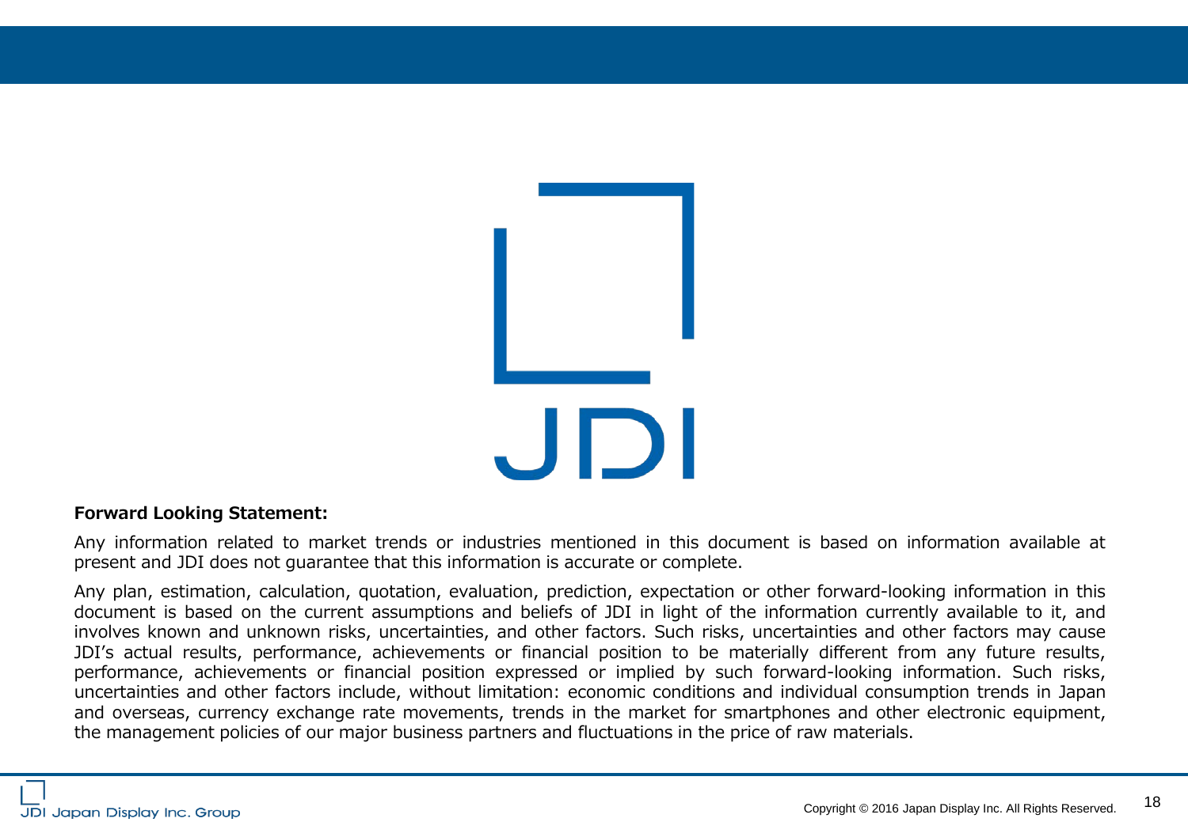JDI

**Forward Looking Statement:**

Any information related to market trends or industries mentioned in this document is based on information available at present and JDI does not guarantee that this information is accurate or complete.

Any plan, estimation, calculation, quotation, evaluation, prediction, expectation or other forward-looking information in this document is based on the current assumptions and beliefs of JDI in light of the information currently available to it, and involves known and unknown risks, uncertainties, and other factors. Such risks, uncertainties and other factors may cause JDI's actual results, performance, achievements or financial position to be materially different from any future results, performance, achievements or financial position expressed or implied by such forward-looking information. Such risks, uncertainties and other factors include, without limitation: economic conditions and individual consumption trends in Japan and overseas, currency exchange rate movements, trends in the market for smartphones and other electronic equipment, the management policies of our major business partners and fluctuations in the price of raw materials.